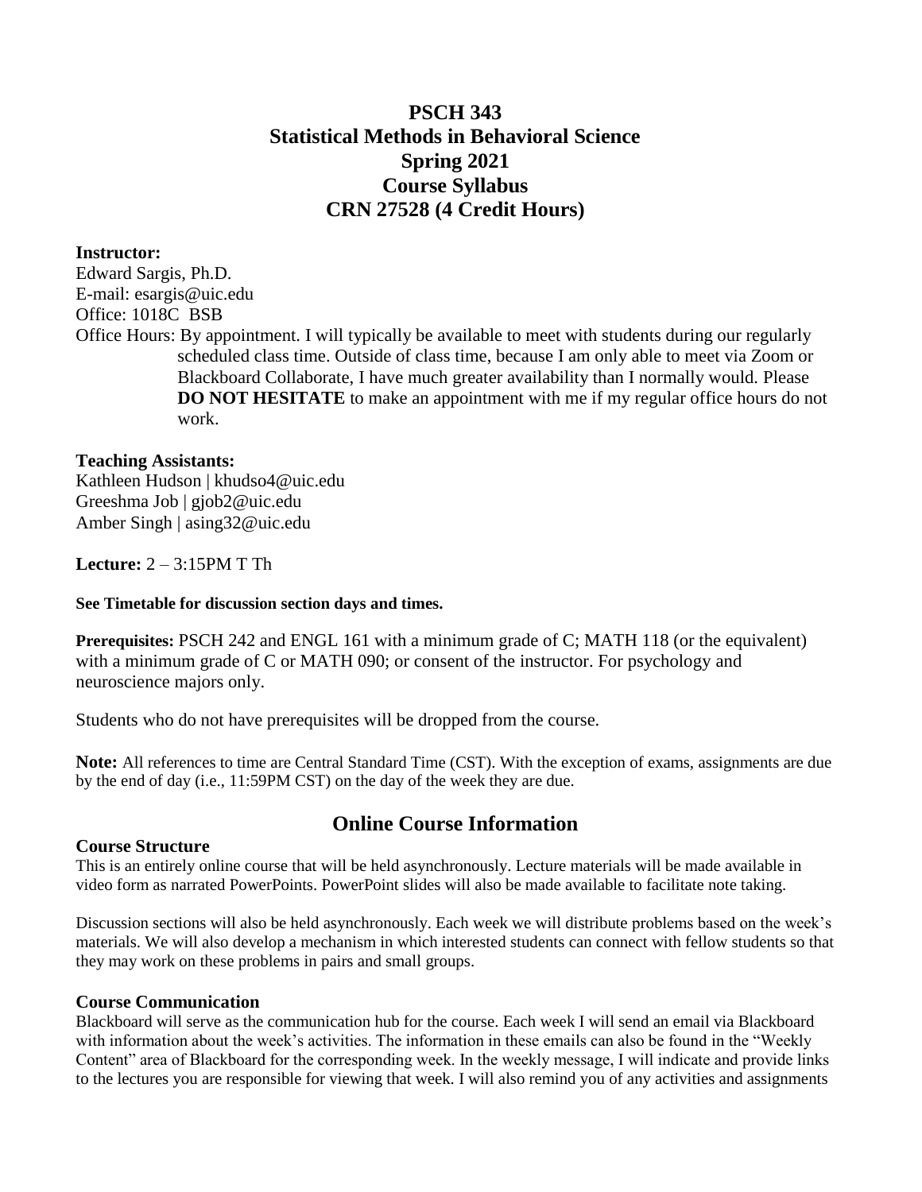# PSCH 343
# Statistical Methods in Behavioral Science
# Spring 2021
# Course Syllabus
# CRN 27528 (4 Credit Hours)

**Instructor:**
Edward Sargis, Ph.D.
E-mail: esargis@uic.edu
Office: 1018C BSB
Office Hours: By appointment. I will typically be available to meet with students during our regularly scheduled class time. Outside of class time, because I am only able to meet via Zoom or Blackboard Collaborate, I have much greater availability than I normally would. Please **DO NOT HESITATE** to make an appointment with me if my regular office hours do not work.

**Teaching Assistants:**
Kathleen Hudson | khudso4@uic.edu
Greeshma Job | gjob2@uic.edu
Amber Singh | asing32@uic.edu

**Lecture:** 2 – 3:15PM T Th

**See Timetable for discussion section days and times.**

**Prerequisites:** PSCH 242 and ENGL 161 with a minimum grade of C; MATH 118 (or the equivalent) with a minimum grade of C or MATH 090; or consent of the instructor. For psychology and neuroscience majors only.

Students who do not have prerequisites will be dropped from the course.

**Note:** All references to time are Central Standard Time (CST). With the exception of exams, assignments are due by the end of day (i.e., 11:59PM CST) on the day of the week they are due.

## Online Course Information

### Course Structure

This is an entirely online course that will be held asynchronously. Lecture materials will be made available in video form as narrated PowerPoints. PowerPoint slides will also be made available to facilitate note taking.

Discussion sections will also be held asynchronously. Each week we will distribute problems based on the week's materials. We will also develop a mechanism in which interested students can connect with fellow students so that they may work on these problems in pairs and small groups.

### Course Communication

Blackboard will serve as the communication hub for the course. Each week I will send an email via Blackboard with information about the week's activities. The information in these emails can also be found in the "Weekly Content" area of Blackboard for the corresponding week. In the weekly message, I will indicate and provide links to the lectures you are responsible for viewing that week. I will also remind you of any activities and assignments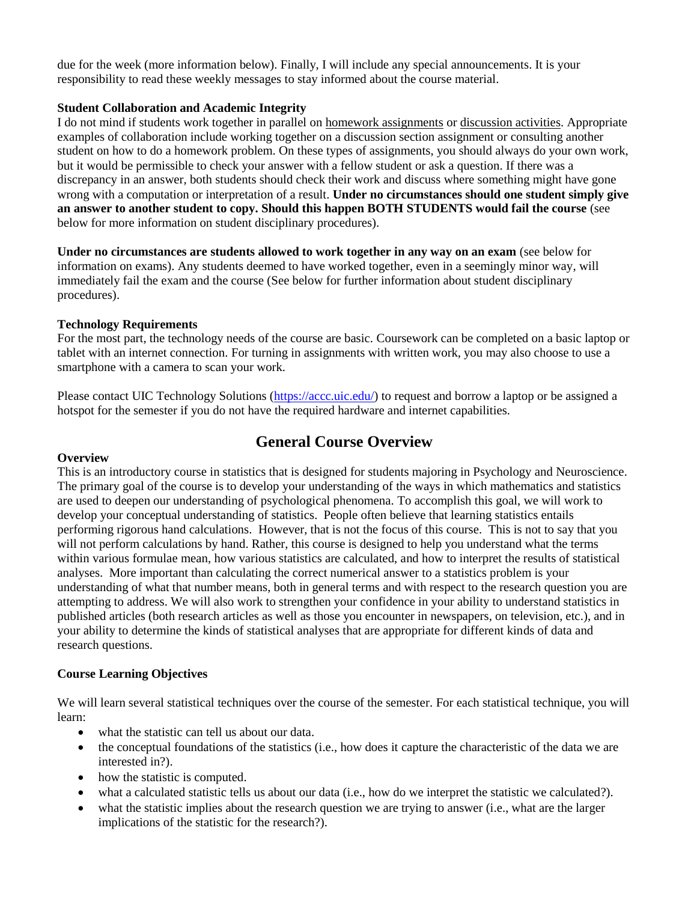due for the week (more information below). Finally, I will include any special announcements. It is your responsibility to read these weekly messages to stay informed about the course material.

**Student Collaboration and Academic Integrity**

I do not mind if students work together in parallel on homework assignments or discussion activities. Appropriate examples of collaboration include working together on a discussion section assignment or consulting another student on how to do a homework problem. On these types of assignments, you should always do your own work, but it would be permissible to check your answer with a fellow student or ask a question. If there was a discrepancy in an answer, both students should check their work and discuss where something might have gone wrong with a computation or interpretation of a result. **Under no circumstances should one student simply give an answer to another student to copy. Should this happen BOTH STUDENTS would fail the course** (see below for more information on student disciplinary procedures).

**Under no circumstances are students allowed to work together in any way on an exam** (see below for information on exams). Any students deemed to have worked together, even in a seemingly minor way, will immediately fail the exam and the course (See below for further information about student disciplinary procedures).

**Technology Requirements**

For the most part, the technology needs of the course are basic. Coursework can be completed on a basic laptop or tablet with an internet connection. For turning in assignments with written work, you may also choose to use a smartphone with a camera to scan your work.

Please contact UIC Technology Solutions (https://accc.uic.edu/) to request and borrow a laptop or be assigned a hotspot for the semester if you do not have the required hardware and internet capabilities.

# General Course Overview

**Overview**

This is an introductory course in statistics that is designed for students majoring in Psychology and Neuroscience. The primary goal of the course is to develop your understanding of the ways in which mathematics and statistics are used to deepen our understanding of psychological phenomena. To accomplish this goal, we will work to develop your conceptual understanding of statistics. People often believe that learning statistics entails performing rigorous hand calculations. However, that is not the focus of this course. This is not to say that you will not perform calculations by hand. Rather, this course is designed to help you understand what the terms within various formulae mean, how various statistics are calculated, and how to interpret the results of statistical analyses. More important than calculating the correct numerical answer to a statistics problem is your understanding of what that number means, both in general terms and with respect to the research question you are attempting to address. We will also work to strengthen your confidence in your ability to understand statistics in published articles (both research articles as well as those you encounter in newspapers, on television, etc.), and in your ability to determine the kinds of statistical analyses that are appropriate for different kinds of data and research questions.

**Course Learning Objectives**

We will learn several statistical techniques over the course of the semester. For each statistical technique, you will learn:

- what the statistic can tell us about our data.
- the conceptual foundations of the statistics (i.e., how does it capture the characteristic of the data we are interested in?).
- how the statistic is computed.
- what a calculated statistic tells us about our data (i.e., how do we interpret the statistic we calculated?).
- what the statistic implies about the research question we are trying to answer (i.e., what are the larger implications of the statistic for the research?).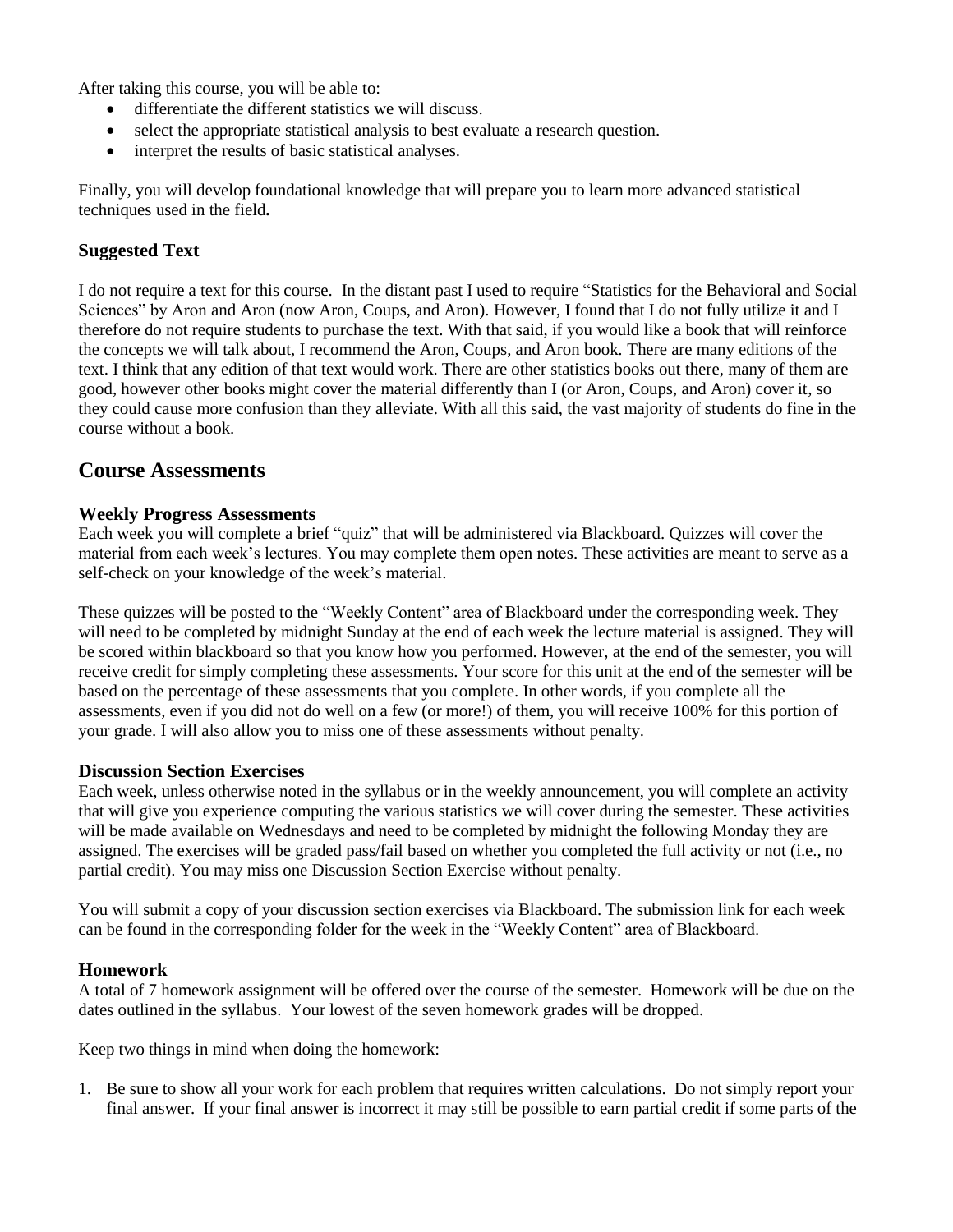After taking this course, you will be able to:

- differentiate the different statistics we will discuss.
- select the appropriate statistical analysis to best evaluate a research question.
- interpret the results of basic statistical analyses.

Finally, you will develop foundational knowledge that will prepare you to learn more advanced statistical techniques used in the field**.**

### Suggested Text

I do not require a text for this course. In the distant past I used to require "Statistics for the Behavioral and Social Sciences" by Aron and Aron (now Aron, Coups, and Aron). However, I found that I do not fully utilize it and I therefore do not require students to purchase the text. With that said, if you would like a book that will reinforce the concepts we will talk about, I recommend the Aron, Coups, and Aron book. There are many editions of the text. I think that any edition of that text would work. There are other statistics books out there, many of them are good, however other books might cover the material differently than I (or Aron, Coups, and Aron) cover it, so they could cause more confusion than they alleviate. With all this said, the vast majority of students do fine in the course without a book.

## Course Assessments

### Weekly Progress Assessments

Each week you will complete a brief "quiz" that will be administered via Blackboard. Quizzes will cover the material from each week's lectures. You may complete them open notes. These activities are meant to serve as a self-check on your knowledge of the week's material.

These quizzes will be posted to the "Weekly Content" area of Blackboard under the corresponding week. They will need to be completed by midnight Sunday at the end of each week the lecture material is assigned. They will be scored within blackboard so that you know how you performed. However, at the end of the semester, you will receive credit for simply completing these assessments. Your score for this unit at the end of the semester will be based on the percentage of these assessments that you complete. In other words, if you complete all the assessments, even if you did not do well on a few (or more!) of them, you will receive 100% for this portion of your grade. I will also allow you to miss one of these assessments without penalty.

### Discussion Section Exercises

Each week, unless otherwise noted in the syllabus or in the weekly announcement, you will complete an activity that will give you experience computing the various statistics we will cover during the semester. These activities will be made available on Wednesdays and need to be completed by midnight the following Monday they are assigned. The exercises will be graded pass/fail based on whether you completed the full activity or not (i.e., no partial credit). You may miss one Discussion Section Exercise without penalty.

You will submit a copy of your discussion section exercises via Blackboard. The submission link for each week can be found in the corresponding folder for the week in the "Weekly Content" area of Blackboard.

### Homework

A total of 7 homework assignment will be offered over the course of the semester. Homework will be due on the dates outlined in the syllabus. Your lowest of the seven homework grades will be dropped.

Keep two things in mind when doing the homework:

1. Be sure to show all your work for each problem that requires written calculations. Do not simply report your final answer. If your final answer is incorrect it may still be possible to earn partial credit if some parts of the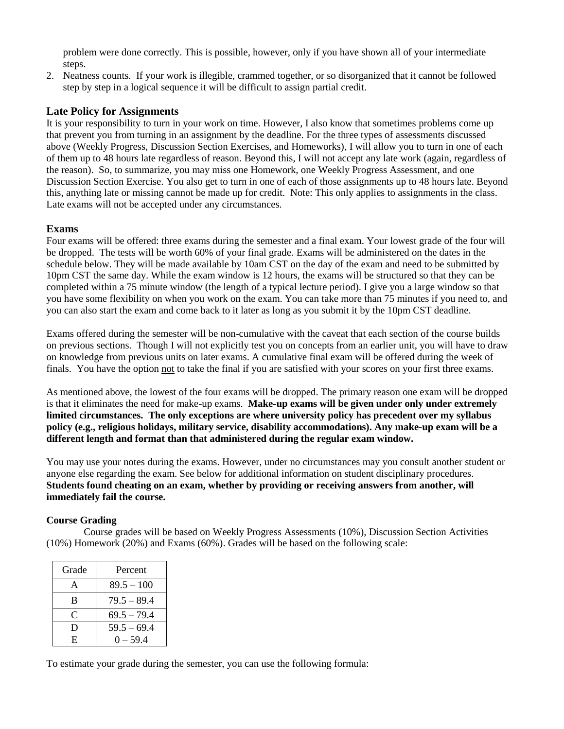problem were done correctly. This is possible, however, only if you have shown all of your intermediate steps.

2. Neatness counts. If your work is illegible, crammed together, or so disorganized that it cannot be followed step by step in a logical sequence it will be difficult to assign partial credit.

### Late Policy for Assignments

It is your responsibility to turn in your work on time. However, I also know that sometimes problems come up that prevent you from turning in an assignment by the deadline. For the three types of assessments discussed above (Weekly Progress, Discussion Section Exercises, and Homeworks), I will allow you to turn in one of each of them up to 48 hours late regardless of reason. Beyond this, I will not accept any late work (again, regardless of the reason). So, to summarize, you may miss one Homework, one Weekly Progress Assessment, and one Discussion Section Exercise. You also get to turn in one of each of those assignments up to 48 hours late. Beyond this, anything late or missing cannot be made up for credit. Note: This only applies to assignments in the class. Late exams will not be accepted under any circumstances.

### Exams

Four exams will be offered: three exams during the semester and a final exam. Your lowest grade of the four will be dropped. The tests will be worth 60% of your final grade. Exams will be administered on the dates in the schedule below. They will be made available by 10am CST on the day of the exam and need to be submitted by 10pm CST the same day. While the exam window is 12 hours, the exams will be structured so that they can be completed within a 75 minute window (the length of a typical lecture period). I give you a large window so that you have some flexibility on when you work on the exam. You can take more than 75 minutes if you need to, and you can also start the exam and come back to it later as long as you submit it by the 10pm CST deadline.

Exams offered during the semester will be non-cumulative with the caveat that each section of the course builds on previous sections. Though I will not explicitly test you on concepts from an earlier unit, you will have to draw on knowledge from previous units on later exams. A cumulative final exam will be offered during the week of finals. You have the option not to take the final if you are satisfied with your scores on your first three exams.

As mentioned above, the lowest of the four exams will be dropped. The primary reason one exam will be dropped is that it eliminates the need for make-up exams. **Make-up exams will be given under only under extremely limited circumstances. The only exceptions are where university policy has precedent over my syllabus policy (e.g., religious holidays, military service, disability accommodations). Any make-up exam will be a different length and format than that administered during the regular exam window.**

You may use your notes during the exams. However, under no circumstances may you consult another student or anyone else regarding the exam. See below for additional information on student disciplinary procedures. **Students found cheating on an exam, whether by providing or receiving answers from another, will immediately fail the course.**

#### Course Grading

Course grades will be based on Weekly Progress Assessments (10%), Discussion Section Activities (10%) Homework (20%) and Exams (60%). Grades will be based on the following scale:

| Grade | Percent |
|---|---|
| A | 89.5 – 100 |
| B | 79.5 – 89.4 |
| C | 69.5 – 79.4 |
| D | 59.5 – 69.4 |
| E | 0 – 59.4 |

To estimate your grade during the semester, you can use the following formula: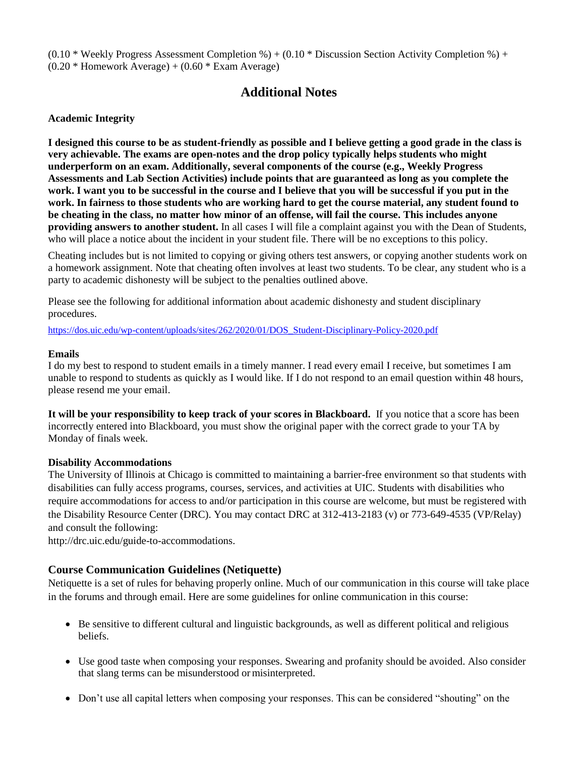(0.10 * Weekly Progress Assessment Completion %) + (0.10 * Discussion Section Activity Completion %) + (0.20 * Homework Average) + (0.60 * Exam Average)

## Additional Notes

**Academic Integrity**

**I designed this course to be as student-friendly as possible and I believe getting a good grade in the class is very achievable. The exams are open-notes and the drop policy typically helps students who might underperform on an exam. Additionally, several components of the course (e.g., Weekly Progress Assessments and Lab Section Activities) include points that are guaranteed as long as you complete the work. I want you to be successful in the course and I believe that you will be successful if you put in the work. In fairness to those students who are working hard to get the course material, any student found to be cheating in the class, no matter how minor of an offense, will fail the course. This includes anyone providing answers to another student.** In all cases I will file a complaint against you with the Dean of Students, who will place a notice about the incident in your student file. There will be no exceptions to this policy.

Cheating includes but is not limited to copying or giving others test answers, or copying another students work on a homework assignment. Note that cheating often involves at least two students. To be clear, any student who is a party to academic dishonesty will be subject to the penalties outlined above.

Please see the following for additional information about academic dishonesty and student disciplinary procedures.

https://dos.uic.edu/wp-content/uploads/sites/262/2020/01/DOS_Student-Disciplinary-Policy-2020.pdf

**Emails**
I do my best to respond to student emails in a timely manner. I read every email I receive, but sometimes I am unable to respond to students as quickly as I would like. If I do not respond to an email question within 48 hours, please resend me your email.

**It will be your responsibility to keep track of your scores in Blackboard.** If you notice that a score has been incorrectly entered into Blackboard, you must show the original paper with the correct grade to your TA by Monday of finals week.

**Disability Accommodations**
The University of Illinois at Chicago is committed to maintaining a barrier-free environment so that students with disabilities can fully access programs, courses, services, and activities at UIC. Students with disabilities who require accommodations for access to and/or participation in this course are welcome, but must be registered with the Disability Resource Center (DRC). You may contact DRC at 312-413-2183 (v) or 773-649-4535 (VP/Relay) and consult the following:
http://drc.uic.edu/guide-to-accommodations.

### Course Communication Guidelines (Netiquette)

Netiquette is a set of rules for behaving properly online. Much of our communication in this course will take place in the forums and through email. Here are some guidelines for online communication in this course:

- Be sensitive to different cultural and linguistic backgrounds, as well as different political and religious beliefs.
- Use good taste when composing your responses. Swearing and profanity should be avoided. Also consider that slang terms can be misunderstood or misinterpreted.
- Don't use all capital letters when composing your responses. This can be considered "shouting" on the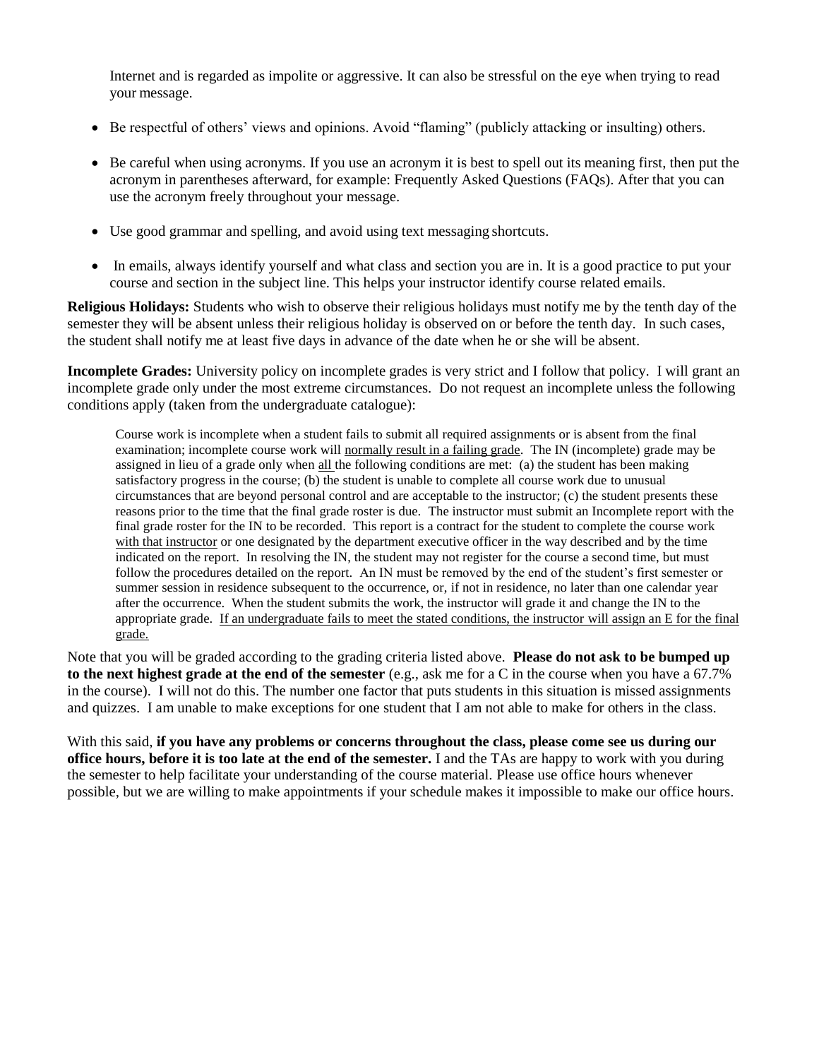Internet and is regarded as impolite or aggressive. It can also be stressful on the eye when trying to read your message.

- Be respectful of others' views and opinions. Avoid "flaming" (publicly attacking or insulting) others.
- Be careful when using acronyms. If you use an acronym it is best to spell out its meaning first, then put the acronym in parentheses afterward, for example: Frequently Asked Questions (FAQs). After that you can use the acronym freely throughout your message.
- Use good grammar and spelling, and avoid using text messaging shortcuts.
- In emails, always identify yourself and what class and section you are in. It is a good practice to put your course and section in the subject line. This helps your instructor identify course related emails.

**Religious Holidays:** Students who wish to observe their religious holidays must notify me by the tenth day of the semester they will be absent unless their religious holiday is observed on or before the tenth day. In such cases, the student shall notify me at least five days in advance of the date when he or she will be absent.

**Incomplete Grades:** University policy on incomplete grades is very strict and I follow that policy. I will grant an incomplete grade only under the most extreme circumstances. Do not request an incomplete unless the following conditions apply (taken from the undergraduate catalogue):

> Course work is incomplete when a student fails to submit all required assignments or is absent from the final examination; incomplete course work will normally result in a failing grade. The IN (incomplete) grade may be assigned in lieu of a grade only when all the following conditions are met: (a) the student has been making satisfactory progress in the course; (b) the student is unable to complete all course work due to unusual circumstances that are beyond personal control and are acceptable to the instructor; (c) the student presents these reasons prior to the time that the final grade roster is due. The instructor must submit an Incomplete report with the final grade roster for the IN to be recorded. This report is a contract for the student to complete the course work with that instructor or one designated by the department executive officer in the way described and by the time indicated on the report. In resolving the IN, the student may not register for the course a second time, but must follow the procedures detailed on the report. An IN must be removed by the end of the student's first semester or summer session in residence subsequent to the occurrence, or, if not in residence, no later than one calendar year after the occurrence. When the student submits the work, the instructor will grade it and change the IN to the appropriate grade. If an undergraduate fails to meet the stated conditions, the instructor will assign an E for the final grade.

Note that you will be graded according to the grading criteria listed above. **Please do not ask to be bumped up to the next highest grade at the end of the semester** (e.g., ask me for a C in the course when you have a 67.7% in the course). I will not do this. The number one factor that puts students in this situation is missed assignments and quizzes. I am unable to make exceptions for one student that I am not able to make for others in the class.

With this said, **if you have any problems or concerns throughout the class, please come see us during our office hours, before it is too late at the end of the semester.** I and the TAs are happy to work with you during the semester to help facilitate your understanding of the course material. Please use office hours whenever possible, but we are willing to make appointments if your schedule makes it impossible to make our office hours.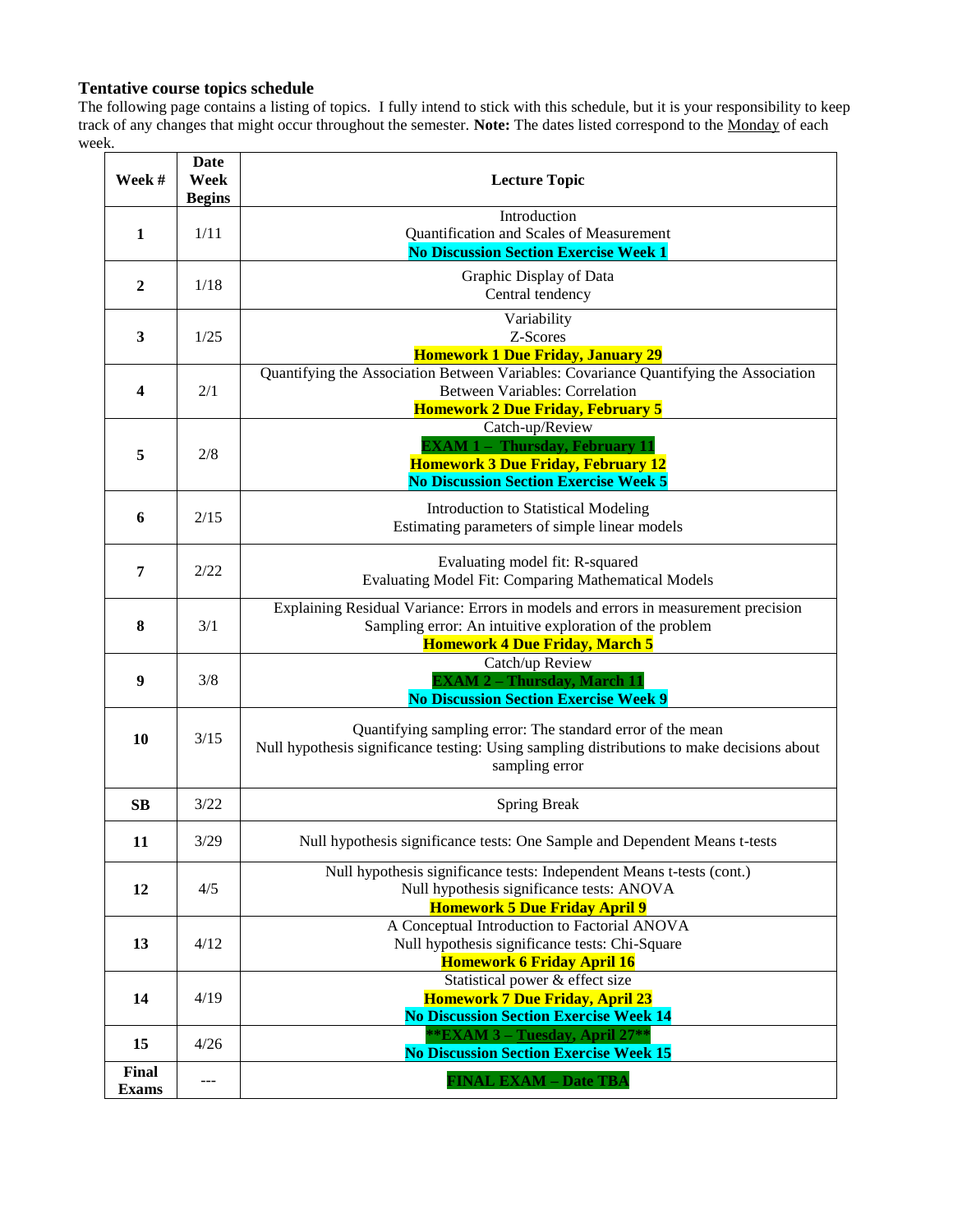### Tentative course topics schedule

The following page contains a listing of topics. I fully intend to stick with this schedule, but it is your responsibility to keep track of any changes that might occur throughout the semester. **Note:** The dates listed correspond to the Monday of each week.

| Week # | Date Week Begins | Lecture Topic |
|---|---|---|
| **1** | 1/11 | Introduction<br>Quantification and Scales of Measurement<br>**No Discussion Section Exercise Week 1** |
| **2** | 1/18 | Graphic Display of Data<br>Central tendency |
| **3** | 1/25 | Variability<br>Z-Scores<br>**Homework 1 Due Friday, January 29** |
| **4** | 2/1 | Quantifying the Association Between Variables: Covariance Quantifying the Association Between Variables: Correlation<br>**Homework 2 Due Friday, February 5** |
| **5** | 2/8 | Catch-up/Review<br>**EXAM 1 – Thursday, February 11**<br>**Homework 3 Due Friday, February 12**<br>**No Discussion Section Exercise Week 5** |
| **6** | 2/15 | Introduction to Statistical Modeling<br>Estimating parameters of simple linear models |
| **7** | 2/22 | Evaluating model fit: R-squared<br>Evaluating Model Fit: Comparing Mathematical Models |
| **8** | 3/1 | Explaining Residual Variance: Errors in models and errors in measurement precision<br>Sampling error: An intuitive exploration of the problem<br>**Homework 4 Due Friday, March 5** |
| **9** | 3/8 | Catch/up Review<br>**EXAM 2 – Thursday, March 11**<br>**No Discussion Section Exercise Week 9** |
| **10** | 3/15 | Quantifying sampling error: The standard error of the mean<br>Null hypothesis significance testing: Using sampling distributions to make decisions about sampling error |
| **SB** | 3/22 | Spring Break |
| **11** | 3/29 | Null hypothesis significance tests: One Sample and Dependent Means t-tests |
| **12** | 4/5 | Null hypothesis significance tests: Independent Means t-tests (cont.)<br>Null hypothesis significance tests: ANOVA<br>**Homework 5 Due Friday April 9** |
| **13** | 4/12 | A Conceptual Introduction to Factorial ANOVA<br>Null hypothesis significance tests: Chi-Square<br>**Homework 6 Friday April 16** |
| **14** | 4/19 | Statistical power & effect size<br>**Homework 7 Due Friday, April 23**<br>**No Discussion Section Exercise Week 14** |
| **15** | 4/26 | **\*\*EXAM 3 – Tuesday, April 27\*\***<br>**No Discussion Section Exercise Week 15** |
| **Final Exams** | --- | **FINAL EXAM – Date TBA** |